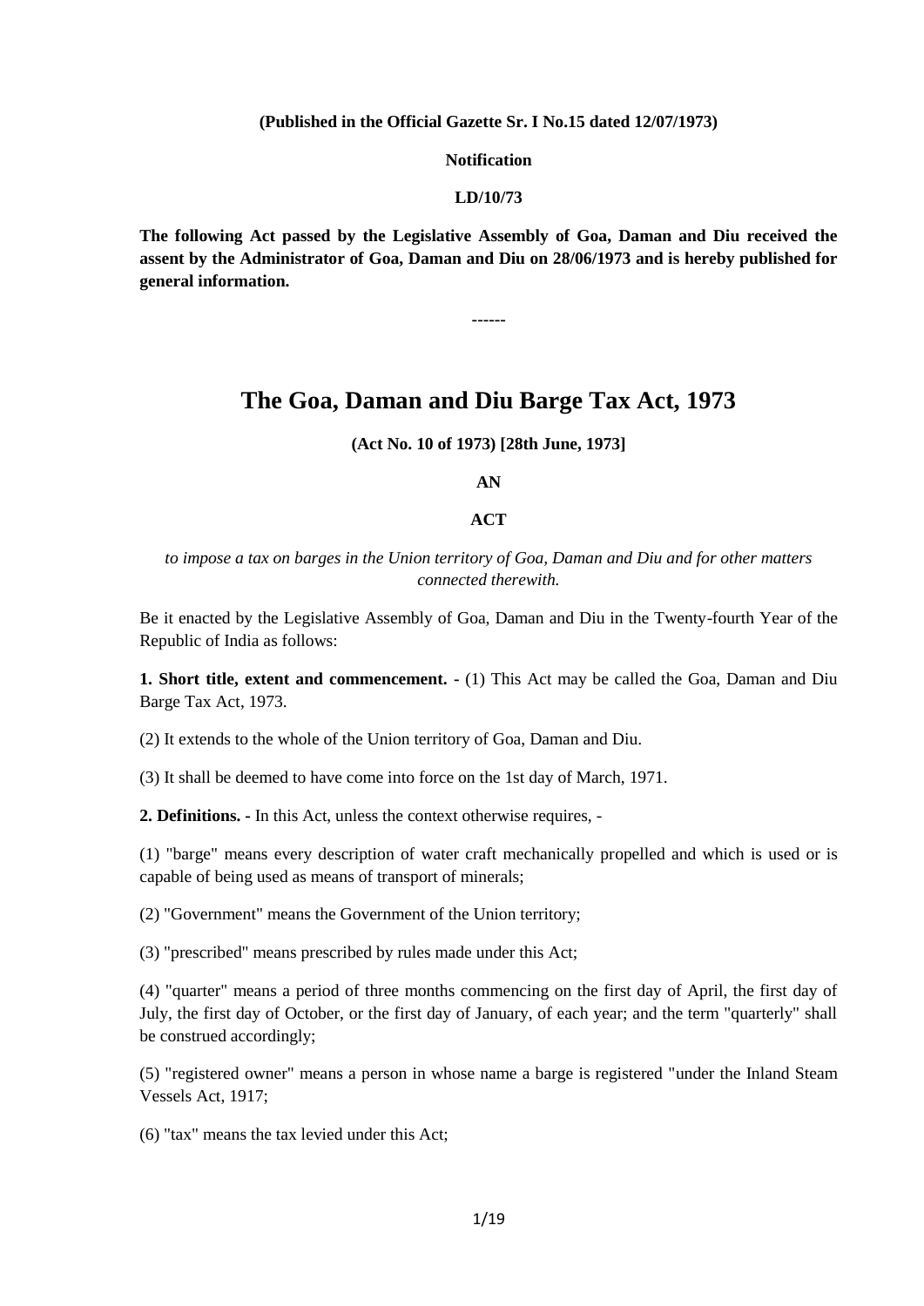**(Published in the Official Gazette Sr. I No.15 dated 12/07/1973)**

**Notification**

**LD/10/73**

**The following Act passed by the Legislative Assembly of Goa, Daman and Diu received the assent by the Administrator of Goa, Daman and Diu on 28/06/1973 and is hereby published for general information.**

------

# The Goa, Daman and Diu Barge Tax Act, 1973

**(Act No. 10 of 1973) [28th June, 1973]**

**AN**

**ACT**

*to impose a tax on barges in the Union territory of Goa, Daman and Diu and for other matters connected therewith.*

Be it enacted by the Legislative Assembly of Goa, Daman and Diu in the Twenty-fourth Year of the Republic of India as follows:

**1. Short title, extent and commencement. -** (1) This Act may be called the Goa, Daman and Diu Barge Tax Act, 1973.

(2) It extends to the whole of the Union territory of Goa, Daman and Diu.

(3) It shall be deemed to have come into force on the 1st day of March, 1971.

**2. Definitions. -** In this Act, unless the context otherwise requires, -

(1) "barge" means every description of water craft mechanically propelled and which is used or is capable of being used as means of transport of minerals;

(2) "Government" means the Government of the Union territory;

(3) "prescribed" means prescribed by rules made under this Act;

(4) "quarter" means a period of three months commencing on the first day of April, the first day of July, the first day of October, or the first day of January, of each year; and the term "quarterly" shall be construed accordingly;

(5) "registered owner" means a person in whose name a barge is registered "under the Inland Steam Vessels Act, 1917;

(6) "tax" means the tax levied under this Act;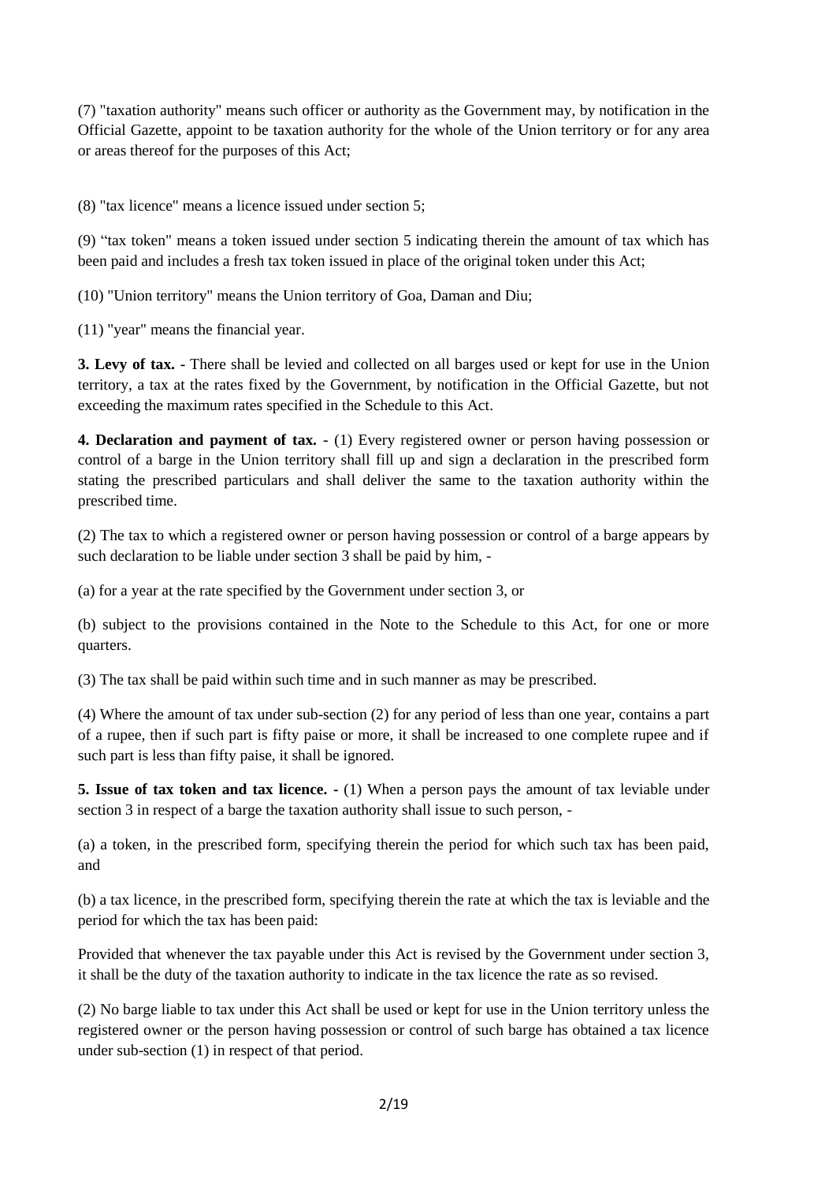(7) "taxation authority" means such officer or authority as the Government may, by notification in the Official Gazette, appoint to be taxation authority for the whole of the Union territory or for any area or areas thereof for the purposes of this Act;

(8) "tax licence" means a licence issued under section 5;

(9) "tax token" means a token issued under section 5 indicating therein the amount of tax which has been paid and includes a fresh tax token issued in place of the original token under this Act;

(10) "Union territory" means the Union territory of Goa, Daman and Diu;

(11) "year" means the financial year.

**3. Levy of tax. -** There shall be levied and collected on all barges used or kept for use in the Union territory, a tax at the rates fixed by the Government, by notification in the Official Gazette, but not exceeding the maximum rates specified in the Schedule to this Act.

**4. Declaration and payment of tax. -** (1) Every registered owner or person having possession or control of a barge in the Union territory shall fill up and sign a declaration in the prescribed form stating the prescribed particulars and shall deliver the same to the taxation authority within the prescribed time.

(2) The tax to which a registered owner or person having possession or control of a barge appears by such declaration to be liable under section 3 shall be paid by him, -

(a) for a year at the rate specified by the Government under section 3, or

(b) subject to the provisions contained in the Note to the Schedule to this Act, for one or more quarters.

(3) The tax shall be paid within such time and in such manner as may be prescribed.

(4) Where the amount of tax under sub-section (2) for any period of less than one year, contains a part of a rupee, then if such part is fifty paise or more, it shall be increased to one complete rupee and if such part is less than fifty paise, it shall be ignored.

**5. Issue of tax token and tax licence. -** (1) When a person pays the amount of tax leviable under section 3 in respect of a barge the taxation authority shall issue to such person, -

(a) a token, in the prescribed form, specifying therein the period for which such tax has been paid, and

(b) a tax licence, in the prescribed form, specifying therein the rate at which the tax is leviable and the period for which the tax has been paid:

Provided that whenever the tax payable under this Act is revised by the Government under section 3, it shall be the duty of the taxation authority to indicate in the tax licence the rate as so revised.

(2) No barge liable to tax under this Act shall be used or kept for use in the Union territory unless the registered owner or the person having possession or control of such barge has obtained a tax licence under sub-section (1) in respect of that period.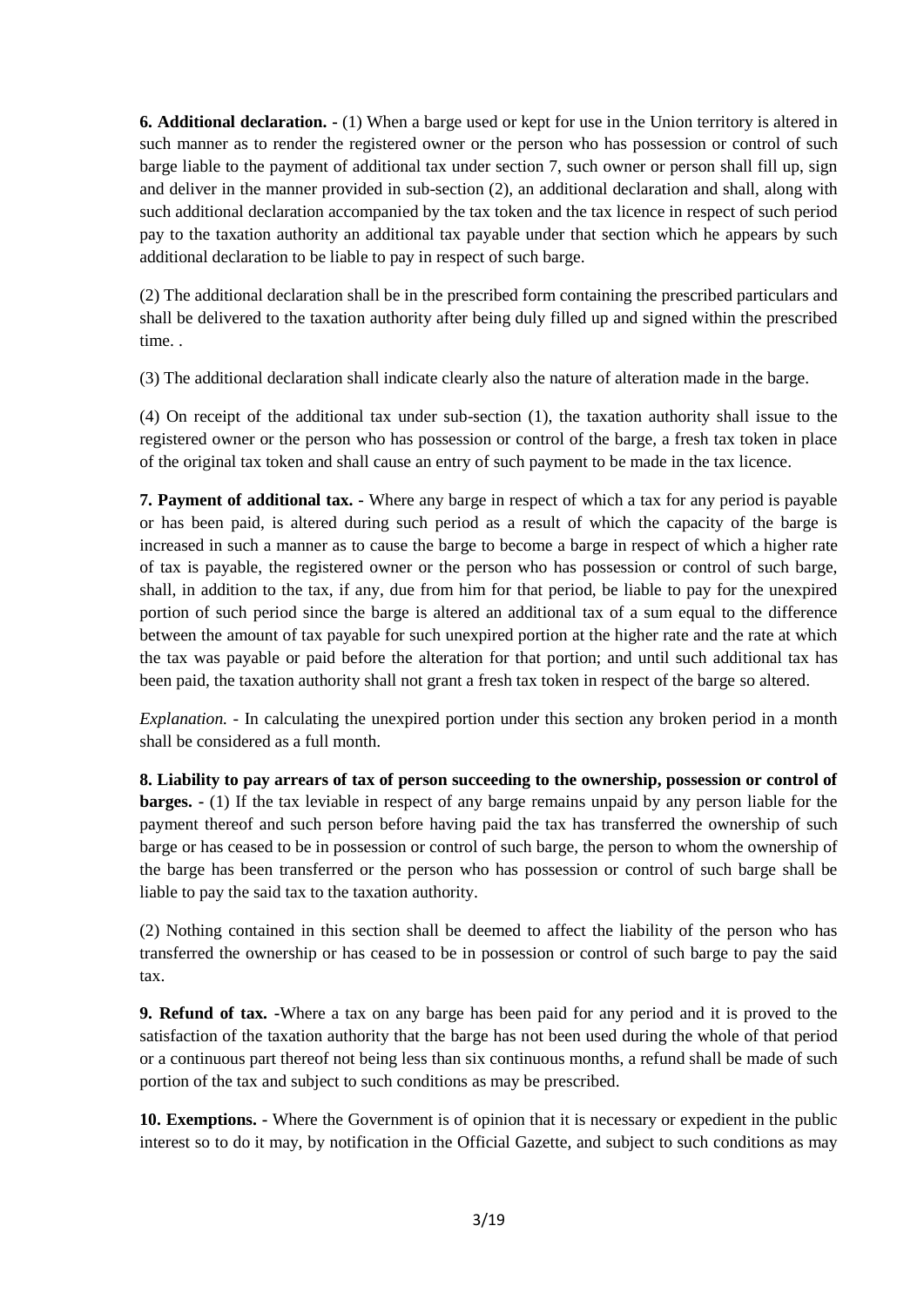**6. Additional declaration. -** (1) When a barge used or kept for use in the Union territory is altered in such manner as to render the registered owner or the person who has possession or control of such barge liable to the payment of additional tax under section 7, such owner or person shall fill up, sign and deliver in the manner provided in sub-section (2), an additional declaration and shall, along with such additional declaration accompanied by the tax token and the tax licence in respect of such period pay to the taxation authority an additional tax payable under that section which he appears by such additional declaration to be liable to pay in respect of such barge.

(2) The additional declaration shall be in the prescribed form containing the prescribed particulars and shall be delivered to the taxation authority after being duly filled up and signed within the prescribed time. .

(3) The additional declaration shall indicate clearly also the nature of alteration made in the barge.

(4) On receipt of the additional tax under sub-section (1), the taxation authority shall issue to the registered owner or the person who has possession or control of the barge, a fresh tax token in place of the original tax token and shall cause an entry of such payment to be made in the tax licence.

**7. Payment of additional tax. -** Where any barge in respect of which a tax for any period is payable or has been paid, is altered during such period as a result of which the capacity of the barge is increased in such a manner as to cause the barge to become a barge in respect of which a higher rate of tax is payable, the registered owner or the person who has possession or control of such barge, shall, in addition to the tax, if any, due from him for that period, be liable to pay for the unexpired portion of such period since the barge is altered an additional tax of a sum equal to the difference between the amount of tax payable for such unexpired portion at the higher rate and the rate at which the tax was payable or paid before the alteration for that portion; and until such additional tax has been paid, the taxation authority shall not grant a fresh tax token in respect of the barge so altered.

*Explanation.* - In calculating the unexpired portion under this section any broken period in a month shall be considered as a full month.

**8. Liability to pay arrears of tax of person succeeding to the ownership, possession or control of barges. -** (1) If the tax leviable in respect of any barge remains unpaid by any person liable for the payment thereof and such person before having paid the tax has transferred the ownership of such barge or has ceased to be in possession or control of such barge, the person to whom the ownership of the barge has been transferred or the person who has possession or control of such barge shall be liable to pay the said tax to the taxation authority.

(2) Nothing contained in this section shall be deemed to affect the liability of the person who has transferred the ownership or has ceased to be in possession or control of such barge to pay the said tax.

**9. Refund of tax. -**Where a tax on any barge has been paid for any period and it is proved to the satisfaction of the taxation authority that the barge has not been used during the whole of that period or a continuous part thereof not being less than six continuous months, a refund shall be made of such portion of the tax and subject to such conditions as may be prescribed.

**10. Exemptions. -** Where the Government is of opinion that it is necessary or expedient in the public interest so to do it may, by notification in the Official Gazette, and subject to such conditions as may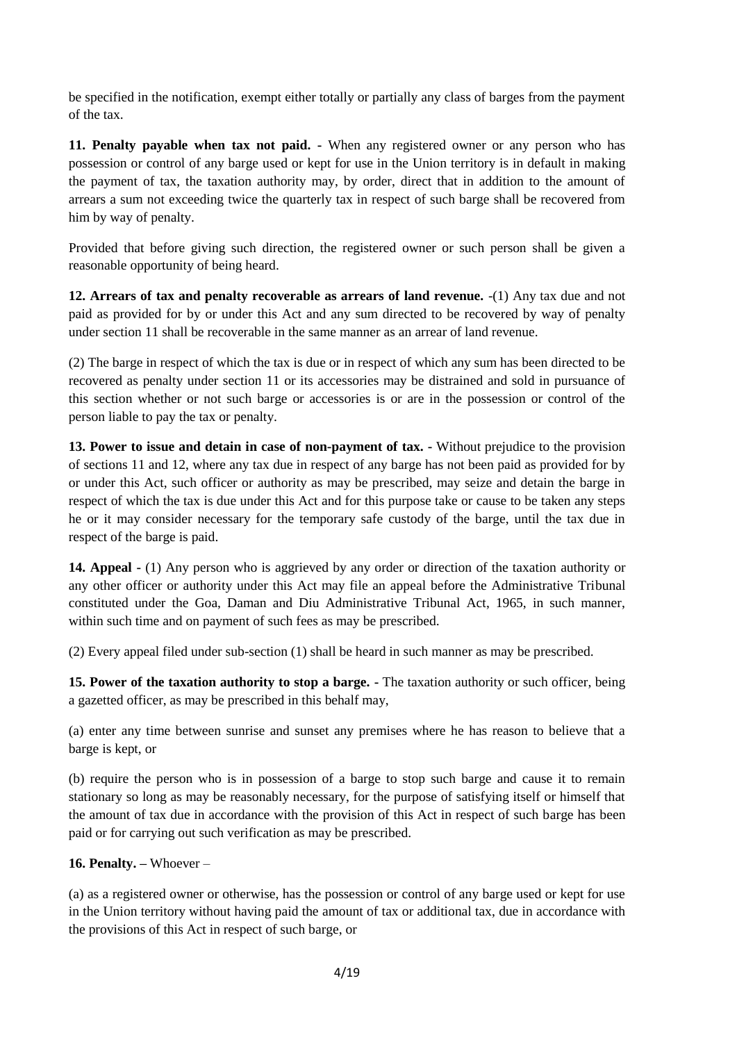be specified in the notification, exempt either totally or partially any class of barges from the payment of the tax.

**11. Penalty payable when tax not paid.** - When any registered owner or any person who has possession or control of any barge used or kept for use in the Union territory is in default in making the payment of tax, the taxation authority may, by order, direct that in addition to the amount of arrears a sum not exceeding twice the quarterly tax in respect of such barge shall be recovered from him by way of penalty.

Provided that before giving such direction, the registered owner or such person shall be given a reasonable opportunity of being heard.

**12. Arrears of tax and penalty recoverable as arrears of land revenue.** -(1) Any tax due and not paid as provided for by or under this Act and any sum directed to be recovered by way of penalty under section 11 shall be recoverable in the same manner as an arrear of land revenue.

(2) The barge in respect of which the tax is due or in respect of which any sum has been directed to be recovered as penalty under section 11 or its accessories may be distrained and sold in pursuance of this section whether or not such barge or accessories is or are in the possession or control of the person liable to pay the tax or penalty.

**13. Power to issue and detain in case of non-payment of tax.** - Without prejudice to the provision of sections 11 and 12, where any tax due in respect of any barge has not been paid as provided for by or under this Act, such officer or authority as may be prescribed, may seize and detain the barge in respect of which the tax is due under this Act and for this purpose take or cause to be taken any steps he or it may consider necessary for the temporary safe custody of the barge, until the tax due in respect of the barge is paid.

**14. Appeal** - (1) Any person who is aggrieved by any order or direction of the taxation authority or any other officer or authority under this Act may file an appeal before the Administrative Tribunal constituted under the Goa, Daman and Diu Administrative Tribunal Act, 1965, in such manner, within such time and on payment of such fees as may be prescribed.

(2) Every appeal filed under sub-section (1) shall be heard in such manner as may be prescribed.

**15. Power of the taxation authority to stop a barge.** - The taxation authority or such officer, being a gazetted officer, as may be prescribed in this behalf may,

(a) enter any time between sunrise and sunset any premises where he has reason to believe that a barge is kept, or

(b) require the person who is in possession of a barge to stop such barge and cause it to remain stationary so long as may be reasonably necessary, for the purpose of satisfying itself or himself that the amount of tax due in accordance with the provision of this Act in respect of such barge has been paid or for carrying out such verification as may be prescribed.

**16. Penalty.** – Whoever –

(a) as a registered owner or otherwise, has the possession or control of any barge used or kept for use in the Union territory without having paid the amount of tax or additional tax, due in accordance with the provisions of this Act in respect of such barge, or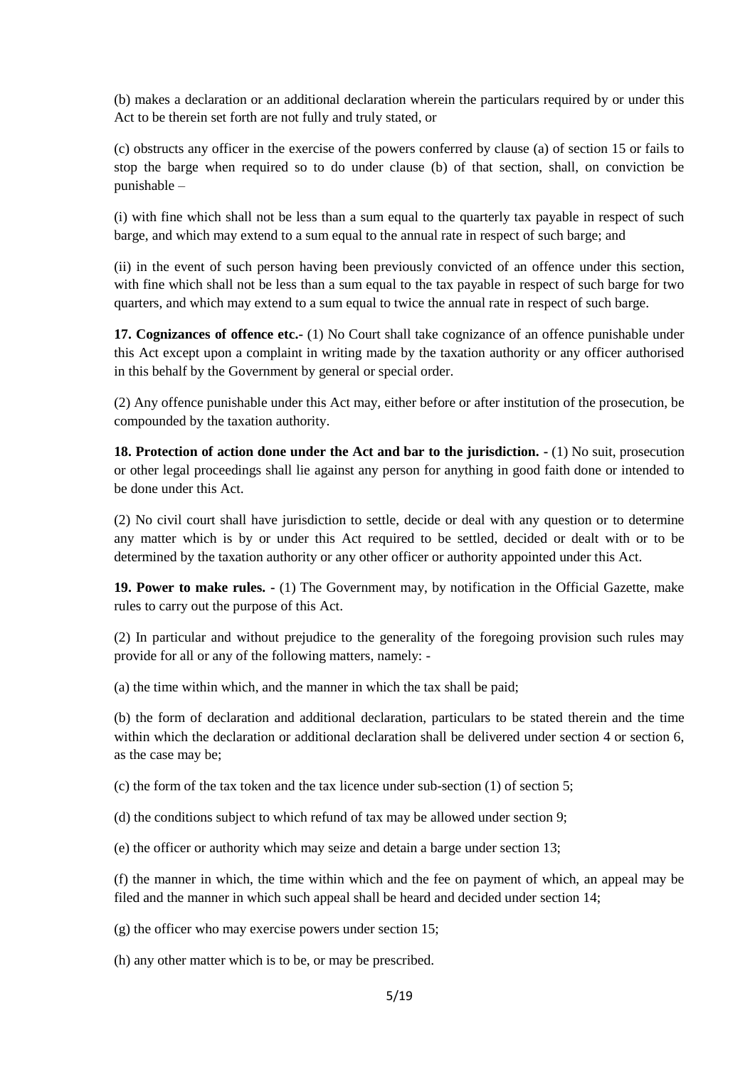(b) makes a declaration or an additional declaration wherein the particulars required by or under this Act to be therein set forth are not fully and truly stated, or

(c) obstructs any officer in the exercise of the powers conferred by clause (a) of section 15 or fails to stop the barge when required so to do under clause (b) of that section, shall, on conviction be punishable –

(i) with fine which shall not be less than a sum equal to the quarterly tax payable in respect of such barge, and which may extend to a sum equal to the annual rate in respect of such barge; and

(ii) in the event of such person having been previously convicted of an offence under this section, with fine which shall not be less than a sum equal to the tax payable in respect of such barge for two quarters, and which may extend to a sum equal to twice the annual rate in respect of such barge.

**17. Cognizances of offence etc.-** (1) No Court shall take cognizance of an offence punishable under this Act except upon a complaint in writing made by the taxation authority or any officer authorised in this behalf by the Government by general or special order.

(2) Any offence punishable under this Act may, either before or after institution of the prosecution, be compounded by the taxation authority.

**18. Protection of action done under the Act and bar to the jurisdiction. -** (1) No suit, prosecution or other legal proceedings shall lie against any person for anything in good faith done or intended to be done under this Act.

(2) No civil court shall have jurisdiction to settle, decide or deal with any question or to determine any matter which is by or under this Act required to be settled, decided or dealt with or to be determined by the taxation authority or any other officer or authority appointed under this Act.

**19. Power to make rules. -** (1) The Government may, by notification in the Official Gazette, make rules to carry out the purpose of this Act.

(2) In particular and without prejudice to the generality of the foregoing provision such rules may provide for all or any of the following matters, namely: -

(a) the time within which, and the manner in which the tax shall be paid;

(b) the form of declaration and additional declaration, particulars to be stated therein and the time within which the declaration or additional declaration shall be delivered under section 4 or section 6, as the case may be;

(c) the form of the tax token and the tax licence under sub-section (1) of section 5;

(d) the conditions subject to which refund of tax may be allowed under section 9;

(e) the officer or authority which may seize and detain a barge under section 13;

(f) the manner in which, the time within which and the fee on payment of which, an appeal may be filed and the manner in which such appeal shall be heard and decided under section 14;

(g) the officer who may exercise powers under section 15;

(h) any other matter which is to be, or may be prescribed.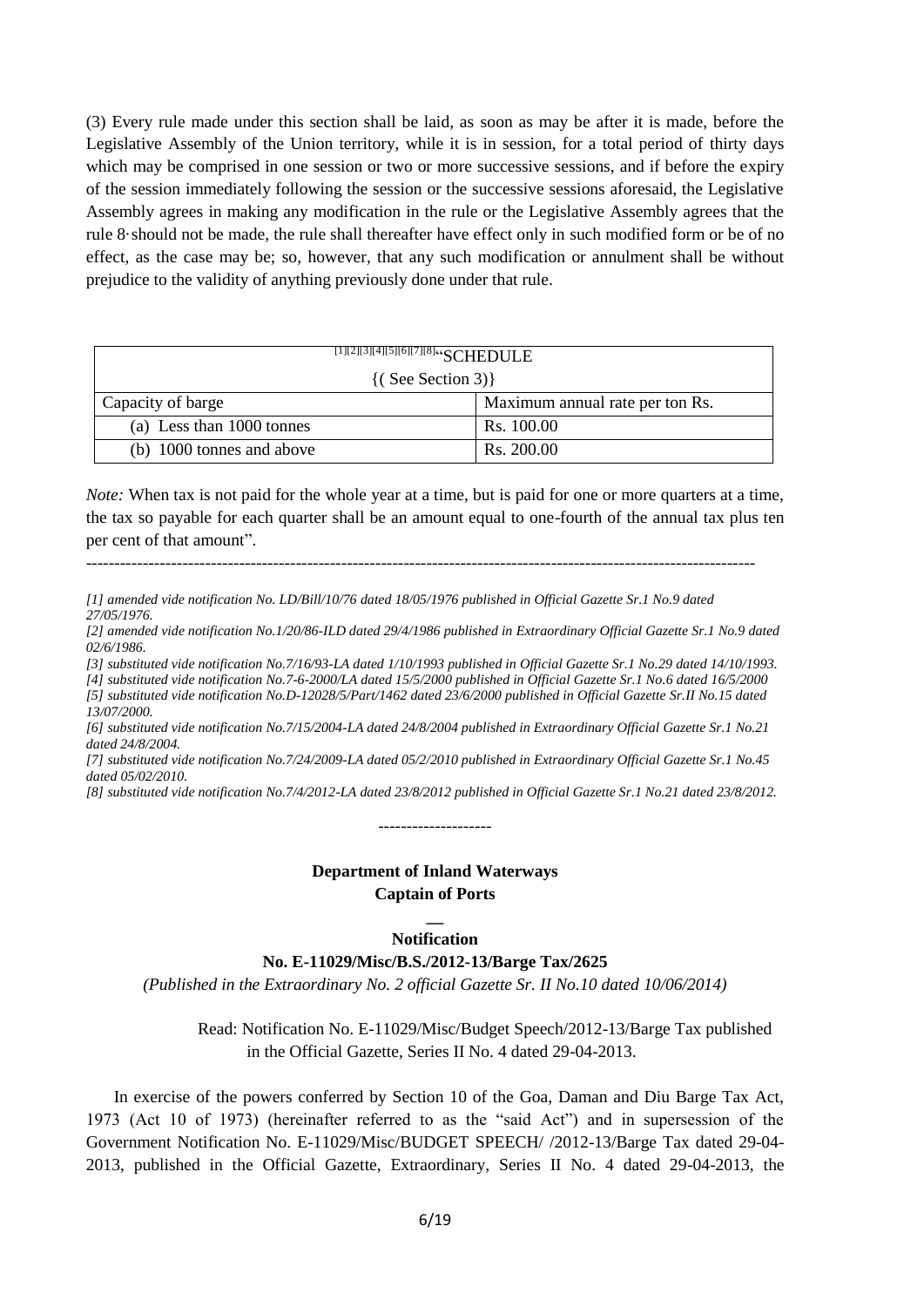(3) Every rule made under this section shall be laid, as soon as may be after it is made, before the Legislative Assembly of the Union territory, while it is in session, for a total period of thirty days which may be comprised in one session or two or more successive sessions, and if before the expiry of the session immediately following the session or the successive sessions aforesaid, the Legislative Assembly agrees in making any modification in the rule or the Legislative Assembly agrees that the rule 8·should not be made, the rule shall thereafter have effect only in such modified form or be of no effect, as the case may be; so, however, that any such modification or annulment shall be without prejudice to the validity of anything previously done under that rule.

| [1][2][3][4][5][6][7][8]"SCHEDULE {( See Section 3)} | |
|---|---|
| Capacity of barge | Maximum annual rate per ton Rs. |
| (a) Less than 1000 tonnes | Rs. 100.00 |
| (b) 1000 tonnes and above | Rs. 200.00 |

*Note:* When tax is not paid for the whole year at a time, but is paid for one or more quarters at a time, the tax so payable for each quarter shall be an amount equal to one-fourth of the annual tax plus ten per cent of that amount".

---

*[1] amended vide notification No. LD/Bill/10/76 dated 18/05/1976 published in Official Gazette Sr.1 No.9 dated 27/05/1976.*

*[2] amended vide notification No.1/20/86-ILD dated 29/4/1986 published in Extraordinary Official Gazette Sr.1 No.9 dated 02/6/1986.*

*[3] substituted vide notification No.7/16/93-LA dated 1/10/1993 published in Official Gazette Sr.1 No.29 dated 14/10/1993.*

*[4] substituted vide notification No.7-6-2000/LA dated 15/5/2000 published in Official Gazette Sr.1 No.6 dated 16/5/2000*

*[5] substituted vide notification No.D-12028/5/Part/1462 dated 23/6/2000 published in Official Gazette Sr.II No.15 dated 13/07/2000.*

*[6] substituted vide notification No.7/15/2004-LA dated 24/8/2004 published in Extraordinary Official Gazette Sr.1 No.21 dated 24/8/2004.*

*[7] substituted vide notification No.7/24/2009-LA dated 05/2/2010 published in Extraordinary Official Gazette Sr.1 No.45 dated 05/02/2010.*

*[8] substituted vide notification No.7/4/2012-LA dated 23/8/2012 published in Official Gazette Sr.1 No.21 dated 23/8/2012.*

--------------------

**Department of Inland Waterways**
**Captain of Ports**

**Notification**

**No. E-11029/Misc/B.S./2012-13/Barge Tax/2625**

*(Published in the Extraordinary No. 2 official Gazette Sr. II No.10 dated 10/06/2014)*

Read: Notification No. E-11029/Misc/Budget Speech/2012-13/Barge Tax published in the Official Gazette, Series II No. 4 dated 29-04-2013.

In exercise of the powers conferred by Section 10 of the Goa, Daman and Diu Barge Tax Act, 1973 (Act 10 of 1973) (hereinafter referred to as the "said Act") and in supersession of the Government Notification No. E-11029/Misc/BUDGET SPEECH/ /2012-13/Barge Tax dated 29-04-2013, published in the Official Gazette, Extraordinary, Series II No. 4 dated 29-04-2013, the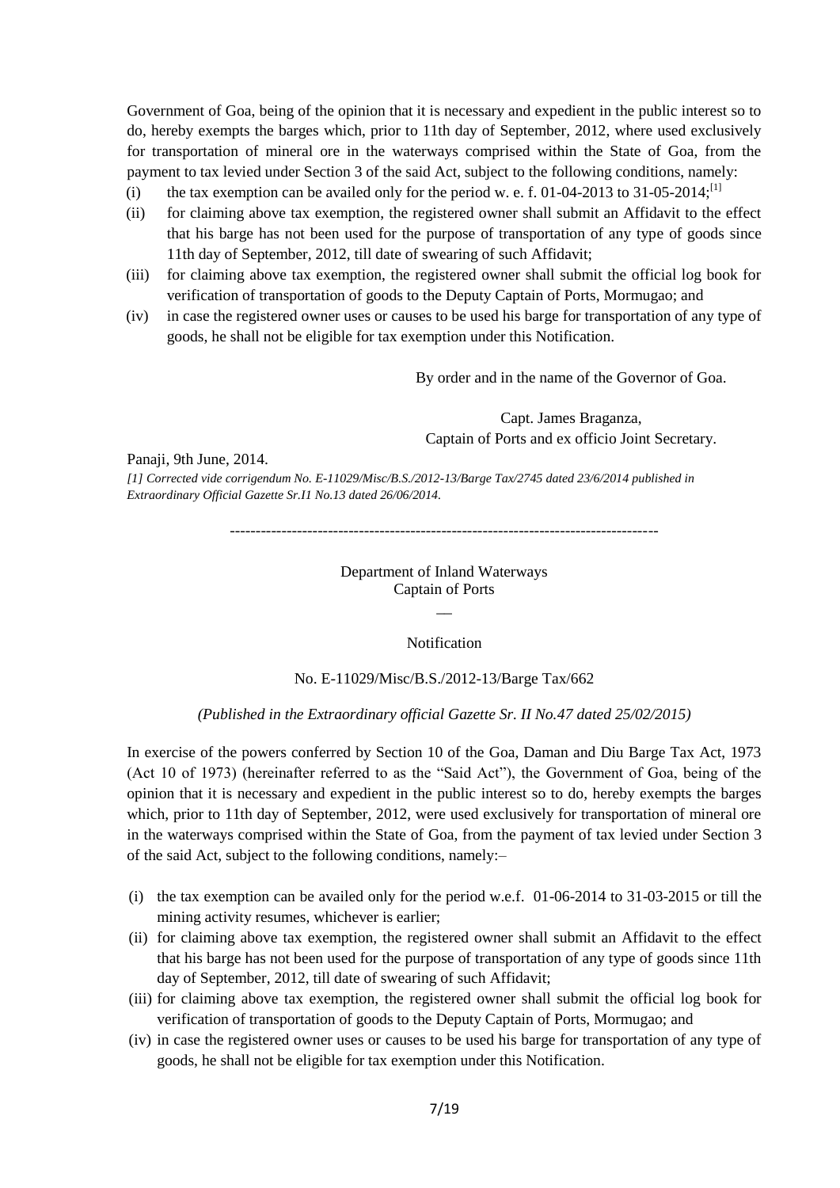Government of Goa, being of the opinion that it is necessary and expedient in the public interest so to do, hereby exempts the barges which, prior to 11th day of September, 2012, where used exclusively for transportation of mineral ore in the waterways comprised within the State of Goa, from the payment to tax levied under Section 3 of the said Act, subject to the following conditions, namely:

(i) the tax exemption can be availed only for the period w. e. f. 01-04-2013 to 31-05-2014;[1]

(ii) for claiming above tax exemption, the registered owner shall submit an Affidavit to the effect that his barge has not been used for the purpose of transportation of any type of goods since 11th day of September, 2012, till date of swearing of such Affidavit;

(iii) for claiming above tax exemption, the registered owner shall submit the official log book for verification of transportation of goods to the Deputy Captain of Ports, Mormugao; and

(iv) in case the registered owner uses or causes to be used his barge for transportation of any type of goods, he shall not be eligible for tax exemption under this Notification.

By order and in the name of the Governor of Goa.

Capt. James Braganza,
Captain of Ports and ex officio Joint Secretary.

Panaji, 9th June, 2014.

*[1] Corrected vide corrigendum No. E-11029/Misc/B.S./2012-13/Barge Tax/2745 dated 23/6/2014 published in Extraordinary Official Gazette Sr.I1 No.13 dated 26/06/2014.*

---

Department of Inland Waterways
Captain of Ports

—

Notification

No. E-11029/Misc/B.S./2012-13/Barge Tax/662

*(Published in the Extraordinary official Gazette Sr. II No.47 dated 25/02/2015)*

In exercise of the powers conferred by Section 10 of the Goa, Daman and Diu Barge Tax Act, 1973 (Act 10 of 1973) (hereinafter referred to as the "Said Act"), the Government of Goa, being of the opinion that it is necessary and expedient in the public interest so to do, hereby exempts the barges which, prior to 11th day of September, 2012, were used exclusively for transportation of mineral ore in the waterways comprised within the State of Goa, from the payment of tax levied under Section 3 of the said Act, subject to the following conditions, namely:–

(i) the tax exemption can be availed only for the period w.e.f. 01-06-2014 to 31-03-2015 or till the mining activity resumes, whichever is earlier;

(ii) for claiming above tax exemption, the registered owner shall submit an Affidavit to the effect that his barge has not been used for the purpose of transportation of any type of goods since 11th day of September, 2012, till date of swearing of such Affidavit;

(iii) for claiming above tax exemption, the registered owner shall submit the official log book for verification of transportation of goods to the Deputy Captain of Ports, Mormugao; and

(iv) in case the registered owner uses or causes to be used his barge for transportation of any type of goods, he shall not be eligible for tax exemption under this Notification.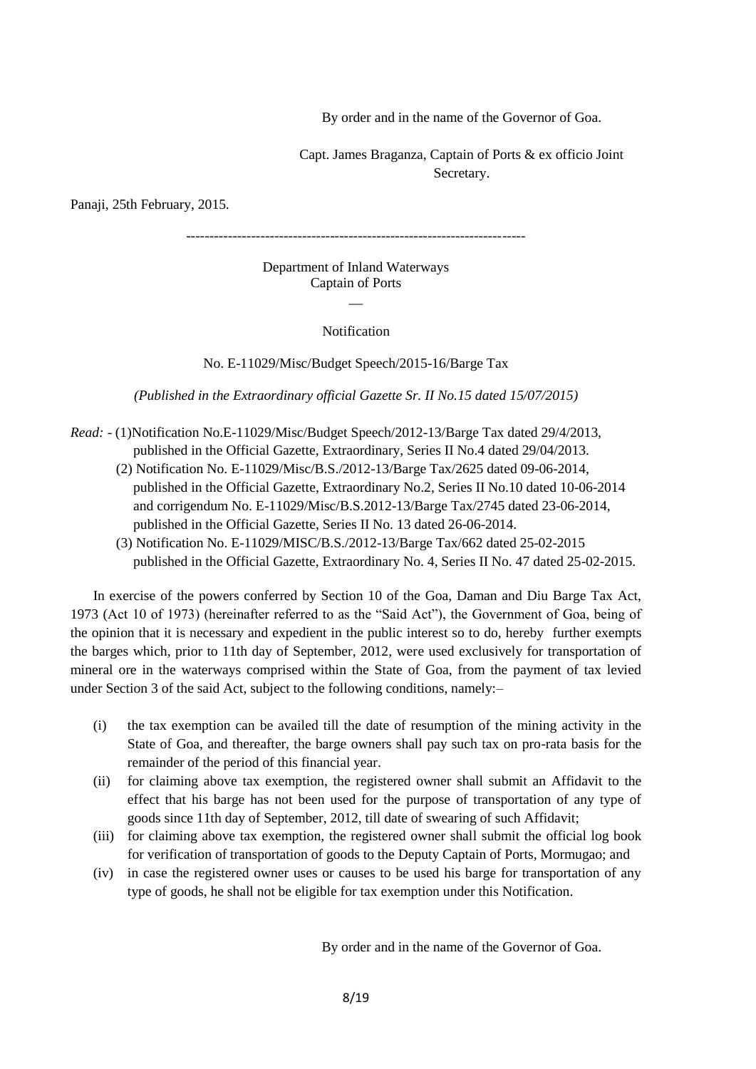By order and in the name of the Governor of Goa.

Capt. James Braganza, Captain of Ports & ex officio Joint Secretary.

Panaji, 25th February, 2015.

------------------------------------------------------------------------

Department of Inland Waterways
Captain of Ports

—

Notification

No. E-11029/Misc/Budget Speech/2015-16/Barge Tax

*(Published in the Extraordinary official Gazette Sr. II No.15 dated 15/07/2015)*

*Read:* - (1)Notification No.E-11029/Misc/Budget Speech/2012-13/Barge Tax dated 29/4/2013, published in the Official Gazette, Extraordinary, Series II No.4 dated 29/04/2013.

(2) Notification No. E-11029/Misc/B.S./2012-13/Barge Tax/2625 dated 09-06-2014, published in the Official Gazette, Extraordinary No.2, Series II No.10 dated 10-06-2014 and corrigendum No. E-11029/Misc/B.S.2012-13/Barge Tax/2745 dated 23-06-2014, published in the Official Gazette, Series II No. 13 dated 26-06-2014.

(3) Notification No. E-11029/MISC/B.S./2012-13/Barge Tax/662 dated 25-02-2015 published in the Official Gazette, Extraordinary No. 4, Series II No. 47 dated 25-02-2015.

In exercise of the powers conferred by Section 10 of the Goa, Daman and Diu Barge Tax Act, 1973 (Act 10 of 1973) (hereinafter referred to as the "Said Act"), the Government of Goa, being of the opinion that it is necessary and expedient in the public interest so to do, hereby further exempts the barges which, prior to 11th day of September, 2012, were used exclusively for transportation of mineral ore in the waterways comprised within the State of Goa, from the payment of tax levied under Section 3 of the said Act, subject to the following conditions, namely:–

(i) the tax exemption can be availed till the date of resumption of the mining activity in the State of Goa, and thereafter, the barge owners shall pay such tax on pro-rata basis for the remainder of the period of this financial year.

(ii) for claiming above tax exemption, the registered owner shall submit an Affidavit to the effect that his barge has not been used for the purpose of transportation of any type of goods since 11th day of September, 2012, till date of swearing of such Affidavit;

(iii) for claiming above tax exemption, the registered owner shall submit the official log book for verification of transportation of goods to the Deputy Captain of Ports, Mormugao; and

(iv) in case the registered owner uses or causes to be used his barge for transportation of any type of goods, he shall not be eligible for tax exemption under this Notification.

By order and in the name of the Governor of Goa.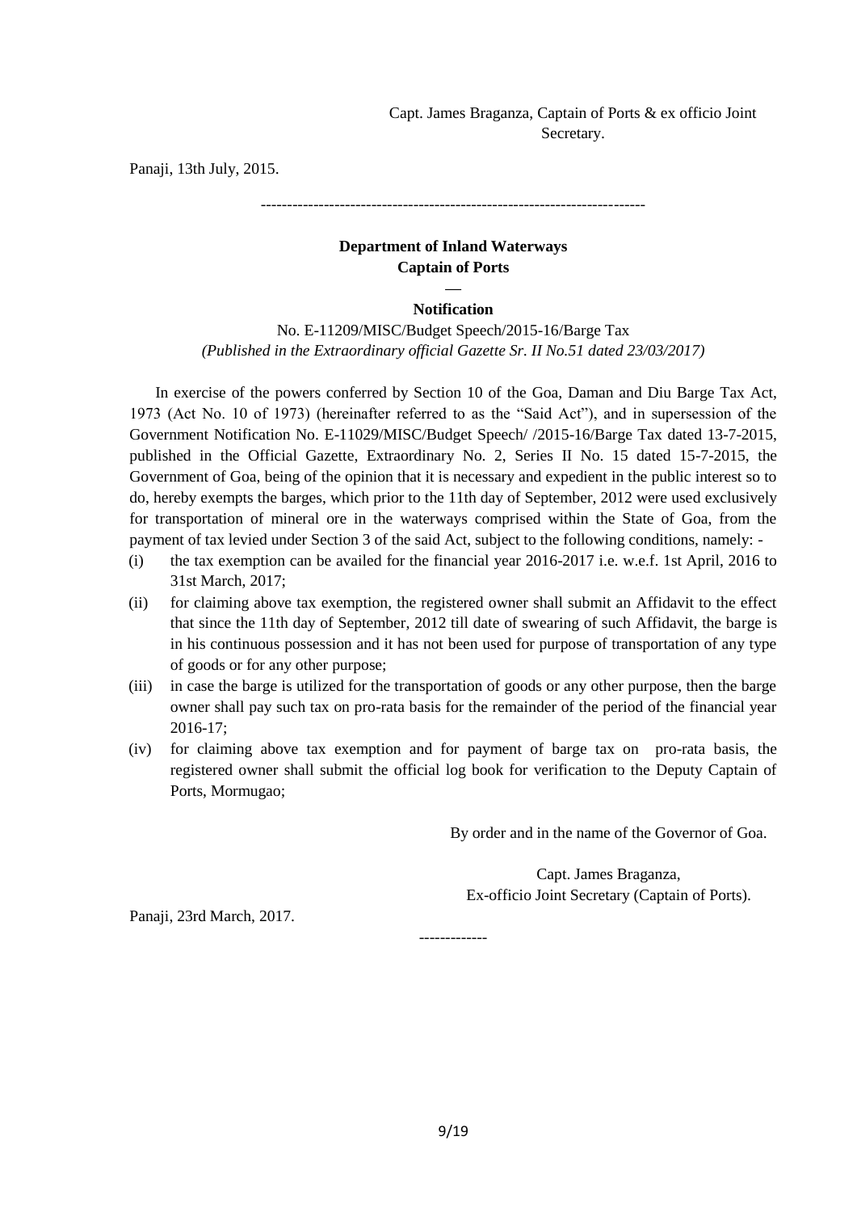Capt. James Braganza, Captain of Ports & ex officio Joint Secretary.

Panaji, 13th July, 2015.

---

**Department of Inland Waterways**

**Captain ofPorts**

—

**Notification**

No. E-11209/MISC/Budget Speech/2015-16/Barge Tax

*(Published in the Extraordinary official Gazette Sr. II No.51 dated 23/03/2017)*

In exercise of the powers conferred by Section 10 of the Goa, Daman and Diu Barge Tax Act, 1973 (Act No. 10 of 1973) (hereinafter referred to as the "Said Act"), and in supersession of the Government Notification No. E-11029/MISC/Budget Speech/ /2015-16/Barge Tax dated 13-7-2015, published in the Official Gazette, Extraordinary No. 2, Series II No. 15 dated 15-7-2015, the Government of Goa, being of the opinion that it is necessary and expedient in the public interest so to do, hereby exempts the barges, which prior to the 11th day of September, 2012 were used exclusively for transportation of mineral ore in the waterways comprised within the State of Goa, from the payment of tax levied under Section 3 of the said Act, subject to the following conditions, namely: -

(i) the tax exemption can be availed for the financial year 2016-2017 i.e. w.e.f. 1st April, 2016 to 31st March, 2017;

(ii) for claiming above tax exemption, the registered owner shall submit an Affidavit to the effect that since the 11th day of September, 2012 till date of swearing of such Affidavit, the barge is in his continuous possession and it has not been used for purpose of transportation of any type of goods or for any other purpose;

(iii) in case the barge is utilized for the transportation of goods or any other purpose, then the barge owner shall pay such tax on pro-rata basis for the remainder of the period of the financial year 2016-17;

(iv) for claiming above tax exemption and for payment of barge tax on pro-rata basis, the registered owner shall submit the official log book for verification to the Deputy Captain of Ports, Mormugao;

By order and in the name of the Governor of Goa.

Capt. James Braganza,
Ex-officio Joint Secretary (Captain of Ports).

Panaji, 23rd March, 2017.

---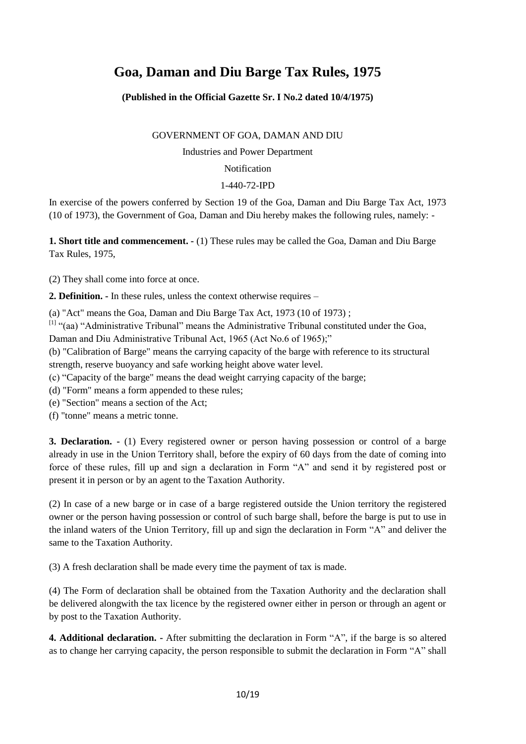# Goa, Daman and Diu Barge Tax Rules, 1975

**(Published in the Official Gazette Sr. I No.2 dated 10/4/1975)**

GOVERNMENT OF GOA, DAMAN AND DIU

Industries and Power Department

Notification

1-440-72-IPD

In exercise of the powers conferred by Section 19 of the Goa, Daman and Diu Barge Tax Act, 1973 (10 of 1973), the Government of Goa, Daman and Diu hereby makes the following rules, namely: -

**1. Short title and commencement. -** (1) These rules may be called the Goa, Daman and Diu Barge Tax Rules, 1975,

(2) They shall come into force at once.

**2. Definition. -** In these rules, unless the context otherwise requires –

(a) "Act" means the Goa, Daman and Diu Barge Tax Act, 1973 (10 of 1973) ;

[1] "(aa) "Administrative Tribunal" means the Administrative Tribunal constituted under the Goa, Daman and Diu Administrative Tribunal Act, 1965 (Act No.6 of 1965);"

(b) "Calibration of Barge" means the carrying capacity of the barge with reference to its structural strength, reserve buoyancy and safe working height above water level.

(c) "Capacity of the barge" means the dead weight carrying capacity of the barge;

(d) "Form" means a form appended to these rules;

(e) "Section" means a section of the Act;

(f) "tonne" means a metric tonne.

**3. Declaration. -** (1) Every registered owner or person having possession or control of a barge already in use in the Union Territory shall, before the expiry of 60 days from the date of coming into force of these rules, fill up and sign a declaration in Form "A" and send it by registered post or present it in person or by an agent to the Taxation Authority.

(2) In case of a new barge or in case of a barge registered outside the Union territory the registered owner or the person having possession or control of such barge shall, before the barge is put to use in the inland waters of the Union Territory, fill up and sign the declaration in Form "A" and deliver the same to the Taxation Authority.

(3) A fresh declaration shall be made every time the payment of tax is made.

(4) The Form of declaration shall be obtained from the Taxation Authority and the declaration shall be delivered alongwith the tax licence by the registered owner either in person or through an agent or by post to the Taxation Authority.

**4. Additional declaration. -** After submitting the declaration in Form "A", if the barge is so altered as to change her carrying capacity, the person responsible to submit the declaration in Form "A" shall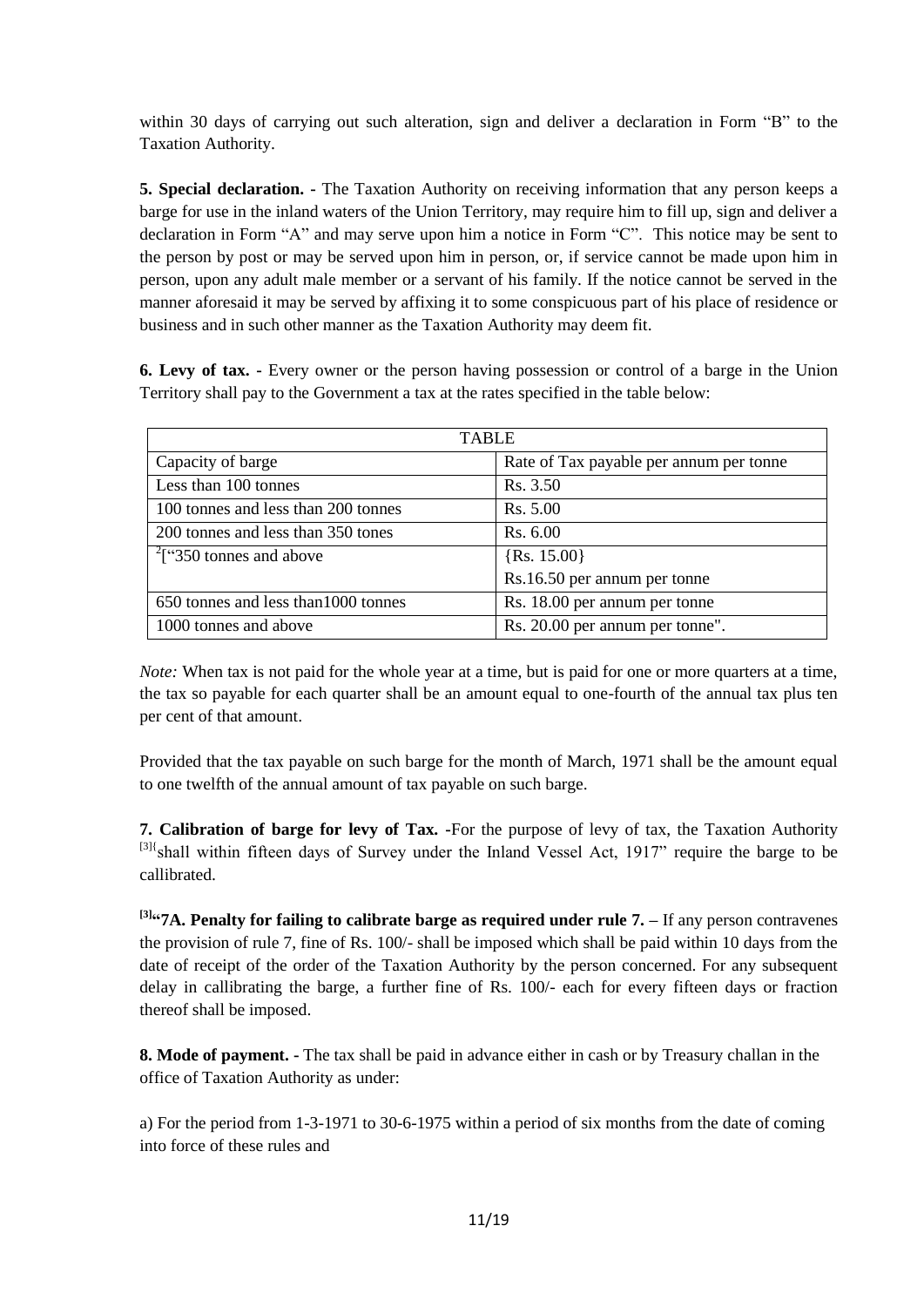within 30 days of carrying out such alteration, sign and deliver a declaration in Form "B" to the Taxation Authority.

**5. Special declaration. -** The Taxation Authority on receiving information that any person keeps a barge for use in the inland waters of the Union Territory, may require him to fill up, sign and deliver a declaration in Form "A" and may serve upon him a notice in Form "C". This notice may be sent to the person by post or may be served upon him in person, or, if service cannot be made upon him in person, upon any adult male member or a servant of his family. If the notice cannot be served in the manner aforesaid it may be served by affixing it to some conspicuous part of his place of residence or business and in such other manner as the Taxation Authority may deem fit.

**6. Levy of tax. -** Every owner or the person having possession or control of a barge in the Union Territory shall pay to the Government a tax at the rates specified in the table below:

| TABLE | |
|---|---|
| Capacity of barge | Rate of Tax payable per annum per tonne |
| Less than 100 tonnes | Rs. 3.50 |
| 100 tonnes and less than 200 tonnes | Rs. 5.00 |
| 200 tonnes and less than 350 tones | Rs. 6.00 |
| [2]["350 tonnes and above | {Rs. 15.00} Rs.16.50 per annum per tonne |
| 650 tonnes and less than1000 tonnes | Rs. 18.00 per annum per tonne |
| 1000 tonnes and above | Rs. 20.00 per annum per tonne". |

*Note:* When tax is not paid for the whole year at a time, but is paid for one or more quarters at a time, the tax so payable for each quarter shall be an amount equal to one-fourth of the annual tax plus ten per cent of that amount.

Provided that the tax payable on such barge for the month of March, 1971 shall be the amount equal to one twelfth of the annual amount of tax payable on such barge.

**7. Calibration of barge for levy of Tax.** -For the purpose of levy of tax, the Taxation Authority [3]{shall within fifteen days of Survey under the Inland Vessel Act, 1917" require the barge to be callibrated.

**[3]"7A. Penalty for failing to calibrate barge as required under rule 7. –** If any person contravenes the provision of rule 7, fine of Rs. 100/- shall be imposed which shall be paid within 10 days from the date of receipt of the order of the Taxation Authority by the person concerned. For any subsequent delay in callibrating the barge, a further fine of Rs. 100/- each for every fifteen days or fraction thereof shall be imposed.

**8. Mode of payment. -** The tax shall be paid in advance either in cash or by Treasury challan in the office of Taxation Authority as under:

a) For the period from 1-3-1971 to 30-6-1975 within a period of six months from the date of coming into force of these rules and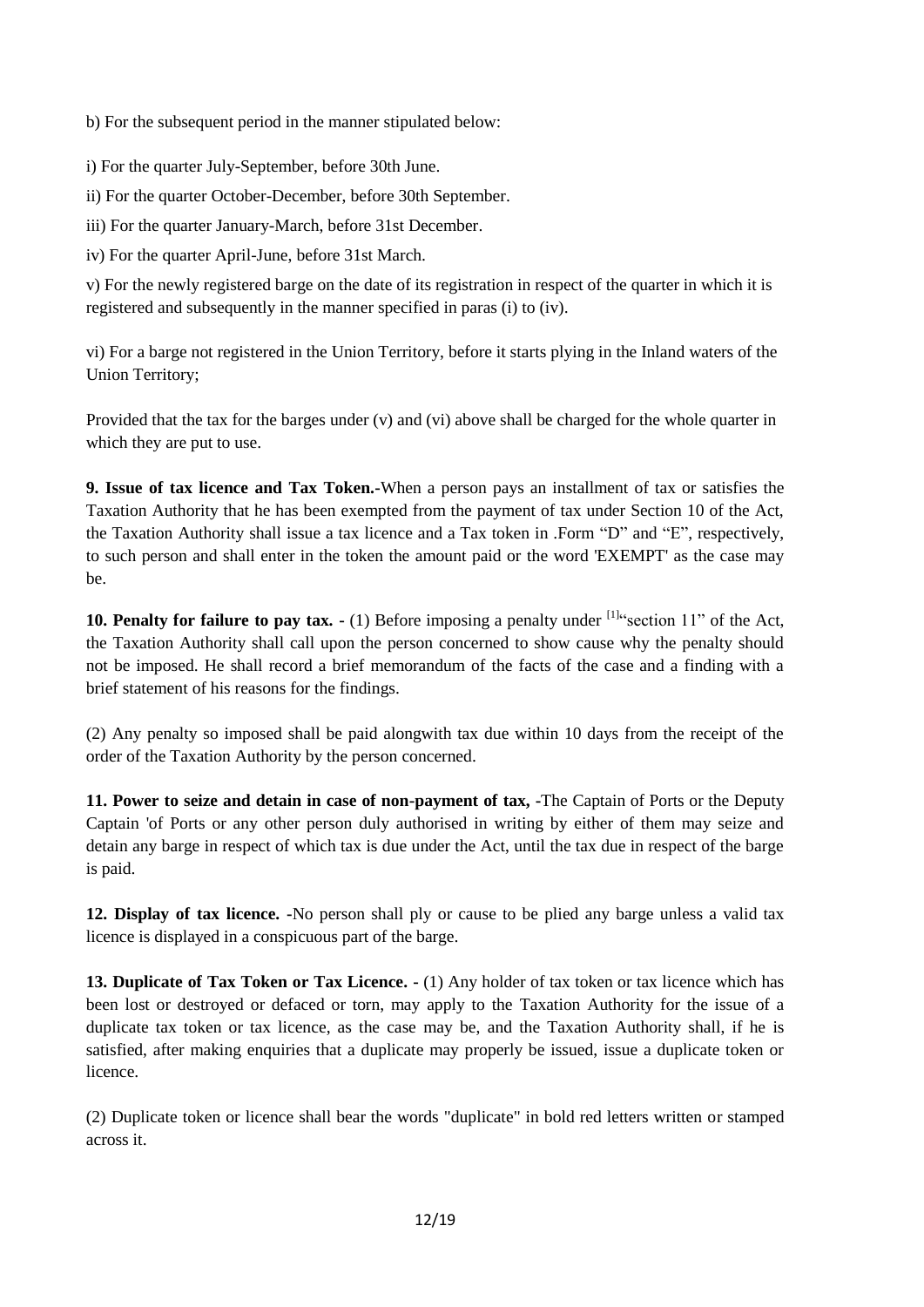b) For the subsequent period in the manner stipulated below:

i) For the quarter July-September, before 30th June.

ii) For the quarter October-December, before 30th September.

iii) For the quarter January-March, before 31st December.

iv) For the quarter April-June, before 31st March.

v) For the newly registered barge on the date of its registration in respect of the quarter in which it is registered and subsequently in the manner specified in paras (i) to (iv).

vi) For a barge not registered in the Union Territory, before it starts plying in the Inland waters of the Union Territory;

Provided that the tax for the barges under (v) and (vi) above shall be charged for the whole quarter in which they are put to use.

**9. Issue of tax licence and Tax Token.-**When a person pays an installment of tax or satisfies the Taxation Authority that he has been exempted from the payment of tax under Section 10 of the Act, the Taxation Authority shall issue a tax licence and a Tax token in .Form "D" and "E", respectively, to such person and shall enter in the token the amount paid or the word 'EXEMPT' as the case may be.

**10. Penalty for failure to pay tax. -** (1) Before imposing a penalty under [1]"section 11" of the Act, the Taxation Authority shall call upon the person concerned to show cause why the penalty should not be imposed. He shall record a brief memorandum of the facts of the case and a finding with a brief statement of his reasons for the findings.

(2) Any penalty so imposed shall be paid alongwith tax due within 10 days from the receipt of the order of the Taxation Authority by the person concerned.

**11. Power to seize and detain in case of non-payment of tax, -**The Captain of Ports or the Deputy Captain 'of Ports or any other person duly authorised in writing by either of them may seize and detain any barge in respect of which tax is due under the Act, until the tax due in respect of the barge is paid.

**12. Display of tax licence. -**No person shall ply or cause to be plied any barge unless a valid tax licence is displayed in a conspicuous part of the barge.

**13. Duplicate of Tax Token or Tax Licence. -** (1) Any holder of tax token or tax licence which has been lost or destroyed or defaced or torn, may apply to the Taxation Authority for the issue of a duplicate tax token or tax licence, as the case may be, and the Taxation Authority shall, if he is satisfied, after making enquiries that a duplicate may properly be issued, issue a duplicate token or licence.

(2) Duplicate token or licence shall bear the words "duplicate" in bold red letters written or stamped across it.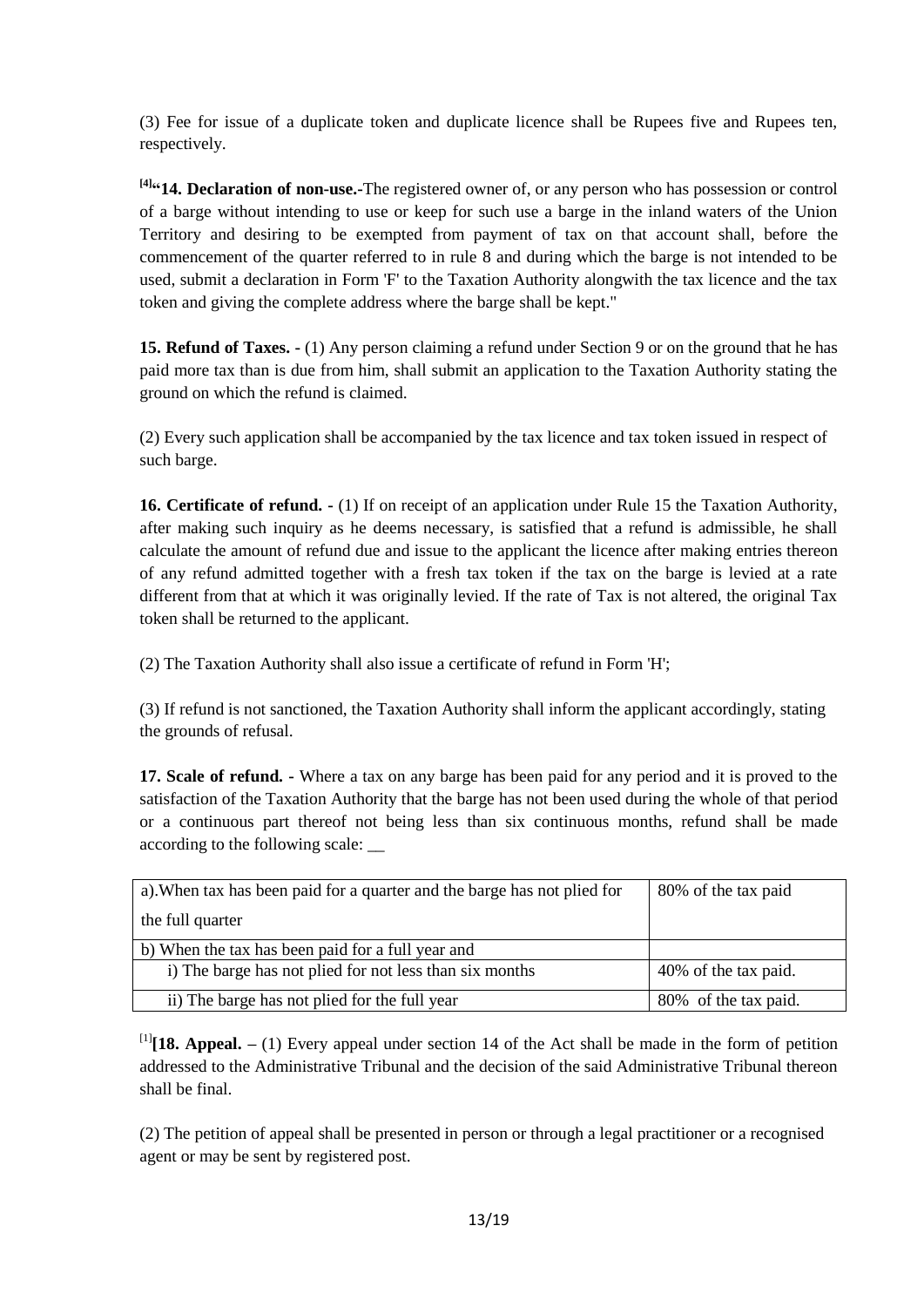(3) Fee for issue of a duplicate token and duplicate licence shall be Rupees five and Rupees ten, respectively.

[4]"**14. Declaration of non-use.**-The registered owner of, or any person who has possession or control of a barge without intending to use or keep for such use a barge in the inland waters of the Union Territory and desiring to be exempted from payment of tax on that account shall, before the commencement of the quarter referred to in rule 8 and during which the barge is not intended to be used, submit a declaration in Form 'F' to the Taxation Authority alongwith the tax licence and the tax token and giving the complete address where the barge shall be kept."

**15. Refund of Taxes.** - (1) Any person claiming a refund under Section 9 or on the ground that he has paid more tax than is due from him, shall submit an application to the Taxation Authority stating the ground on which the refund is claimed.

(2) Every such application shall be accompanied by the tax licence and tax token issued in respect of such barge.

**16. Certificate of refund.** - (1) If on receipt of an application under Rule 15 the Taxation Authority, after making such inquiry as he deems necessary, is satisfied that a refund is admissible, he shall calculate the amount of refund due and issue to the applicant the licence after making entries thereon of any refund admitted together with a fresh tax token if the tax on the barge is levied at a rate different from that at which it was originally levied. If the rate of Tax is not altered, the original Tax token shall be returned to the applicant.

(2) The Taxation Authority shall also issue a certificate of refund in Form 'H';

(3) If refund is not sanctioned, the Taxation Authority shall inform the applicant accordingly, stating the grounds of refusal.

**17. Scale of refund.** - Where a tax on any barge has been paid for any period and it is proved to the satisfaction of the Taxation Authority that the barge has not been used during the whole of that period or a continuous part thereof not being less than six continuous months, refund shall be made according to the following scale: __

| | |
|---|---|
| a).When tax has been paid for a quarter and the barge has not plied for the full quarter | 80% of the tax paid |
| b) When the tax has been paid for a full year and | |
| i) The barge has not plied for not less than six months | 40% of the tax paid. |
| ii) The barge has not plied for the full year | 80% of the tax paid. |

[1]**[18. Appeal.** – (1) Every appeal under section 14 of the Act shall be made in the form of petition addressed to the Administrative Tribunal and the decision of the said Administrative Tribunal thereon shall be final.

(2) The petition of appeal shall be presented in person or through a legal practitioner or a recognised agent or may be sent by registered post.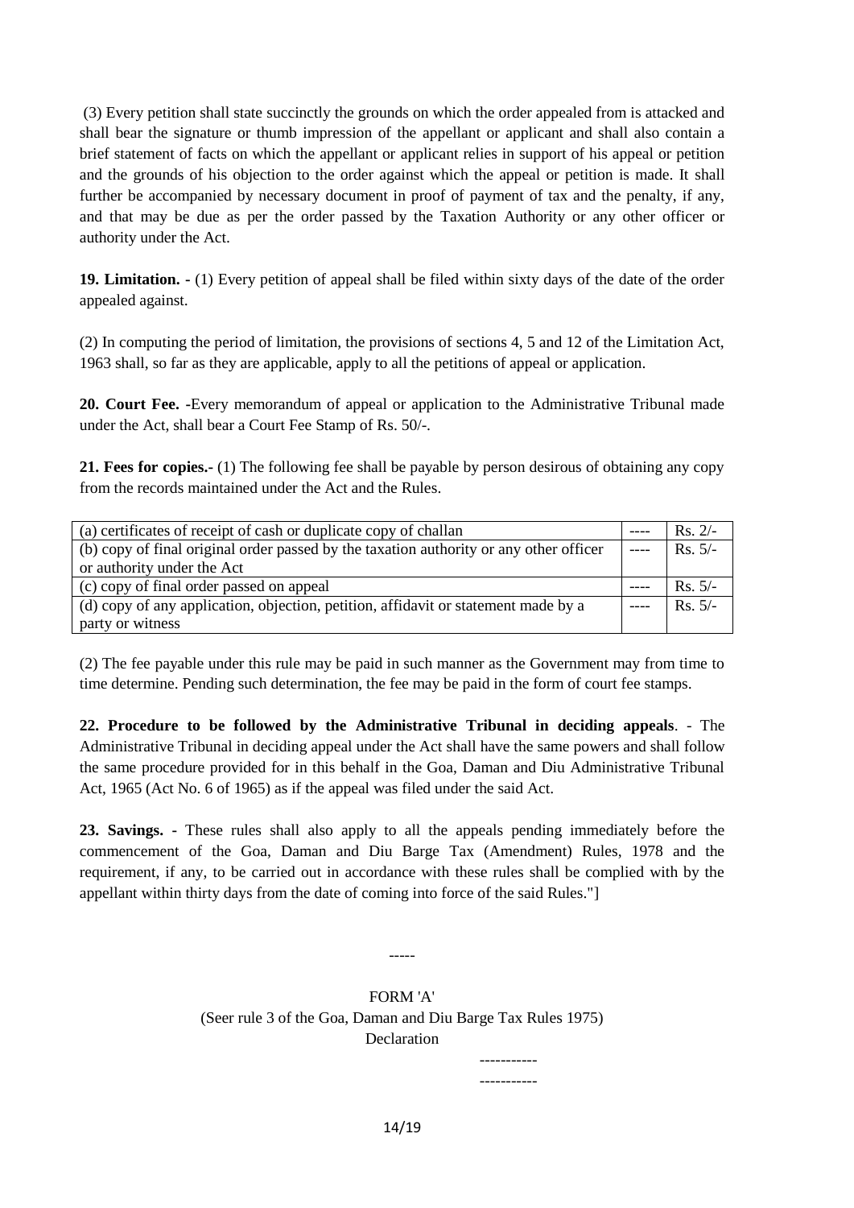(3) Every petition shall state succinctly the grounds on which the order appealed from is attacked and shall bear the signature or thumb impression of the appellant or applicant and shall also contain a brief statement of facts on which the appellant or applicant relies in support of his appeal or petition and the grounds of his objection to the order against which the appeal or petition is made. It shall further be accompanied by necessary document in proof of payment of tax and the penalty, if any, and that may be due as per the order passed by the Taxation Authority or any other officer or authority under the Act.

**19. Limitation. -** (1) Every petition of appeal shall be filed within sixty days of the date of the order appealed against.

(2) In computing the period of limitation, the provisions of sections 4, 5 and 12 of the Limitation Act, 1963 shall, so far as they are applicable, apply to all the petitions of appeal or application.

**20. Court Fee. -**Every memorandum of appeal or application to the Administrative Tribunal made under the Act, shall bear a Court Fee Stamp of Rs. 50/-.

**21. Fees for copies.-** (1) The following fee shall be payable by person desirous of obtaining any copy from the records maintained under the Act and the Rules.

| | | |
|---|---|---|
| (a) certificates of receipt of cash or duplicate copy of challan | ---- | Rs. 2/- |
| (b) copy of final original order passed by the taxation authority or any other officer or authority under the Act | ---- | Rs. 5/- |
| (c) copy of final order passed on appeal | ---- | Rs. 5/- |
| (d) copy of any application, objection, petition, affidavit or statement made by a party or witness | ---- | Rs. 5/- |

(2) The fee payable under this rule may be paid in such manner as the Government may from time to time determine. Pending such determination, the fee may be paid in the form of court fee stamps.

**22. Procedure to be followed by the Administrative Tribunal in deciding appeals**. - The Administrative Tribunal in deciding appeal under the Act shall have the same powers and shall follow the same procedure provided for in this behalf in the Goa, Daman and Diu Administrative Tribunal Act, 1965 (Act No. 6 of 1965) as if the appeal was filed under the said Act.

**23. Savings. -** These rules shall also apply to all the appeals pending immediately before the commencement of the Goa, Daman and Diu Barge Tax (Amendment) Rules, 1978 and the requirement, if any, to be carried out in accordance with these rules shall be complied with by the appellant within thirty days from the date of coming into force of the said Rules."]

-----

FORM 'A'

(Seer rule 3 of the Goa, Daman and Diu Barge Tax Rules 1975)

Declaration

-----------

-----------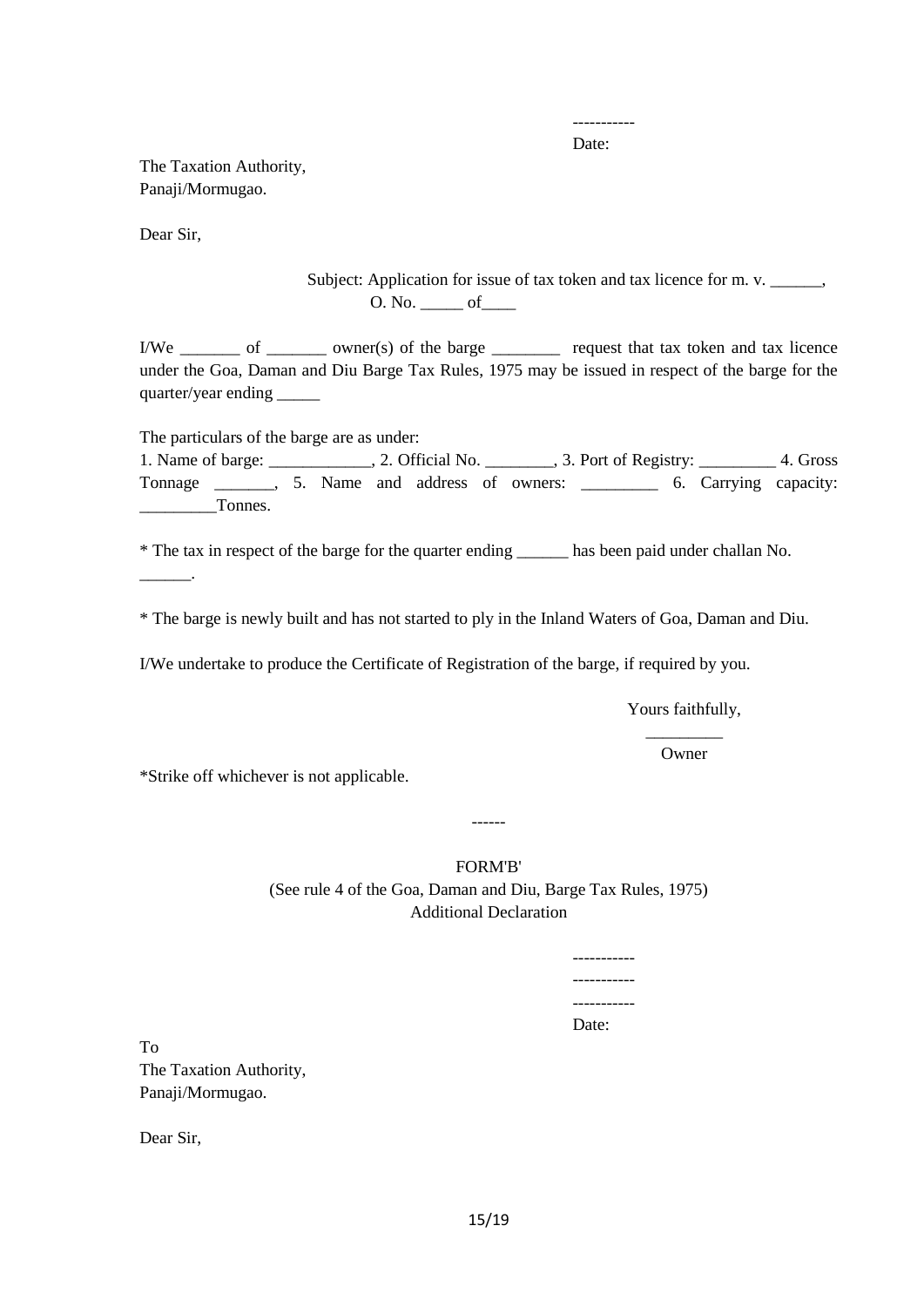-----------

Date:

The Taxation Authority,
Panaji/Mormugao.

Dear Sir,

Subject: Application for issue of tax token and tax licence for m. v. ______, O. No. _____ of____

I/We _______ of _______ owner(s) of the barge ________ request that tax token and tax licence under the Goa, Daman and Diu Barge Tax Rules, 1975 may be issued in respect of the barge for the quarter/year ending _____

The particulars of the barge are as under:
1. Name of barge: ____________, 2. Official No. ________, 3. Port of Registry: _________ 4. Gross Tonnage _______, 5. Name and address of owners: _________ 6. Carrying capacity: _________Tonnes.

* The tax in respect of the barge for the quarter ending ______ has been paid under challan No. ______.

* The barge is newly built and has not started to ply in the Inland Waters of Goa, Daman and Diu.

I/We undertake to produce the Certificate of Registration of the barge, if required by you.

Yours faithfully,

_________

Owner

*Strike off whichever is not applicable.

------

FORM'B'

(See rule 4 of the Goa, Daman and Diu, Barge Tax Rules, 1975)

Additional Declaration

-----------
-----------
-----------
Date:

To
The Taxation Authority,
Panaji/Mormugao.

Dear Sir,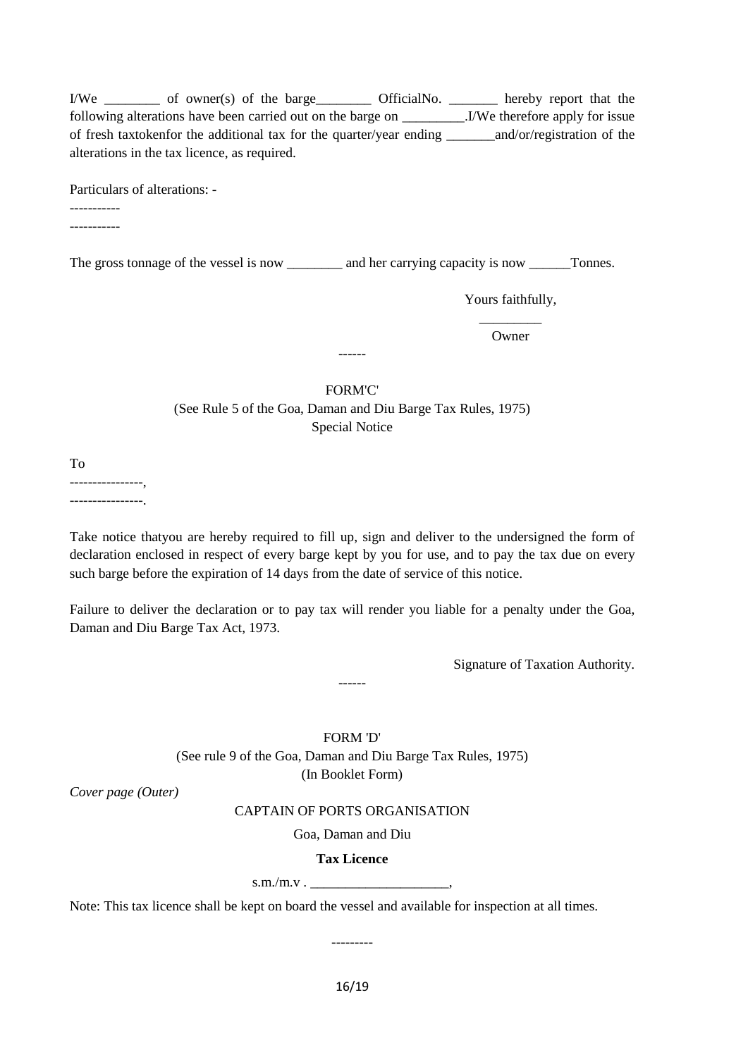I/We ________ of owner(s) of the barge________ OfficialNo. _______ hereby report that the following alterations have been carried out on the barge on _________.I/We therefore apply for issue of fresh taxtokenfor the additional tax for the quarter/year ending _______and/or/registration of the alterations in the tax licence, as required.

Particulars of alterations: -

-----------

-----------

The gross tonnage of the vessel is now ________ and her carrying capacity is now ______Tonnes.

Yours faithfully,

_________

Owner

------

FORM'C'

(See Rule 5 of the Goa, Daman and Diu Barge Tax Rules, 1975)

Special Notice

To

----------------,

----------------.

Take notice thatyou are hereby required to fill up, sign and deliver to the undersigned the form of declaration enclosed in respect of every barge kept by you for use, and to pay the tax due on every such barge before the expiration of 14 days from the date of service of this notice.

Failure to deliver the declaration or to pay tax will render you liable for a penalty under the Goa, Daman and Diu Barge Tax Act, 1973.

Signature of Taxation Authority.

------

FORM 'D'

(See rule 9 of the Goa, Daman and Diu Barge Tax Rules, 1975)

(In Booklet Form)

*Cover page (Outer)*

CAPTAIN OF PORTS ORGANISATION

Goa, Daman and Diu

**Tax Licence**

s.m./m.v . ____________________,

Note: This tax licence shall be kept on board the vessel and available for inspection at all times.

---------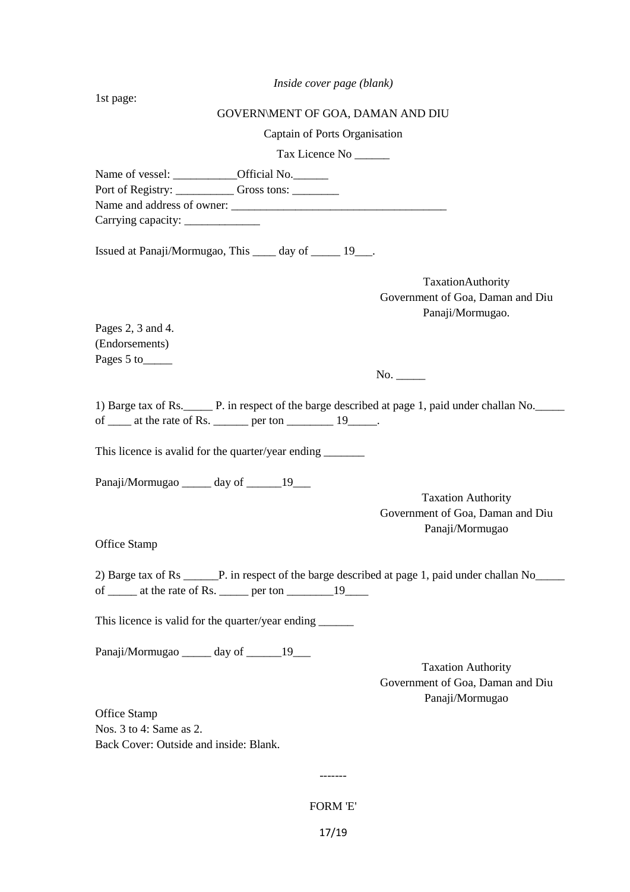*Inside cover page (blank)*

1st page:

GOVERN\MENT OF GOA, DAMAN AND DIU

Captain of Ports Organisation

Tax Licence No ______

Name of vessel: ___________Official No.______
Port of Registry: __________ Gross tons: ________
Name and address of owner: _____________________________________
Carrying capacity: _____________

Issued at Panaji/Mormugao, This ____ day of _____ 19___.

TaxationAuthority
Government of Goa, Daman and Diu
Panaji/Mormugao.

Pages 2, 3 and 4.
(Endorsements)
Pages 5 to_____

No. _____

1) Barge tax of Rs._____ P. in respect of the barge described at page 1, paid under challan No._____ of ____ at the rate of Rs. ______ per ton ________ 19_____.

This licence is avalid for the quarter/year ending _______

Panaji/Mormugao _____ day of ______19___

Taxation Authority
Government of Goa, Daman and Diu
Panaji/Mormugao

Office Stamp

2) Barge tax of Rs ______P. in respect of the barge described at page 1, paid under challan No_____ of _____ at the rate of Rs. _____ per ton ________19____

This licence is valid for the quarter/year ending ______

Panaji/Mormugao _____ day of ______19___

Taxation Authority
Government of Goa, Daman and Diu
Panaji/Mormugao

Office Stamp
Nos. 3 to 4: Same as 2.
Back Cover: Outside and inside: Blank.

-------

FORM 'E'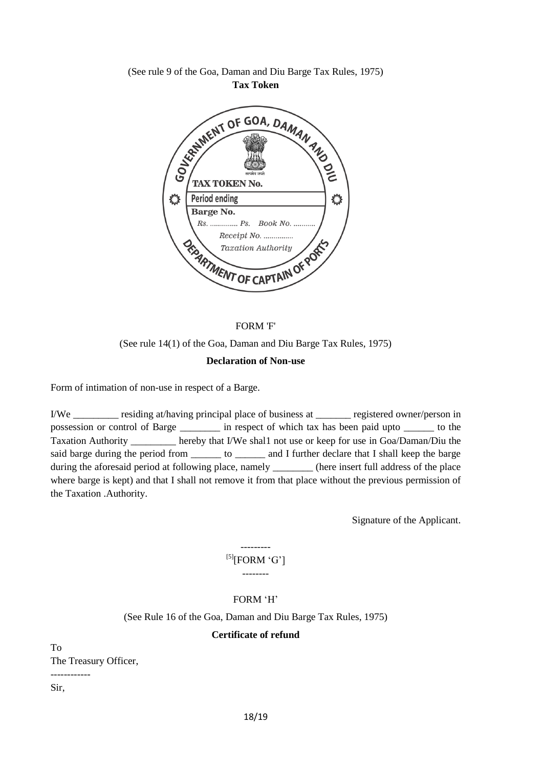(See rule 9 of the Goa, Daman and Diu Barge Tax Rules, 1975)

**Tax Token**

GOVERNMENT OF GOA, DAMAN AND DIU

सत्यमेव जयते

TAX TOKEN No.

Period ending

Barge No.

Rs. ............. Ps. Book No. ...........

Receipt No. ...............

Taxation Authority

DEPARTMENT OF CAPTAIN OF PORTS

FORM 'F'

(See rule 14(1) of the Goa, Daman and Diu Barge Tax Rules, 1975)

**Declaration of Non-use**

Form of intimation of non-use in respect of a Barge.

I/We _________ residing at/having principal place of business at _______ registered owner/person in possession or control of Barge ________ in respect of which tax has been paid upto ______ to the Taxation Authority _________ hereby that I/We shal1 not use or keep for use in Goa/Daman/Diu the said barge during the period from ______ to ______ and I further declare that I shall keep the barge during the aforesaid period at following place, namely ________ (here insert full address of the place where barge is kept) and that I shall not remove it from that place without the previous permission of the Taxation .Authority.

Signature of the Applicant.

---------

[5][FORM 'G']

--------

FORM 'H'

(See Rule 16 of the Goa, Daman and Diu Barge Tax Rules, 1975)

**Certificate of refund**

To

The Treasury Officer,

------------

Sir,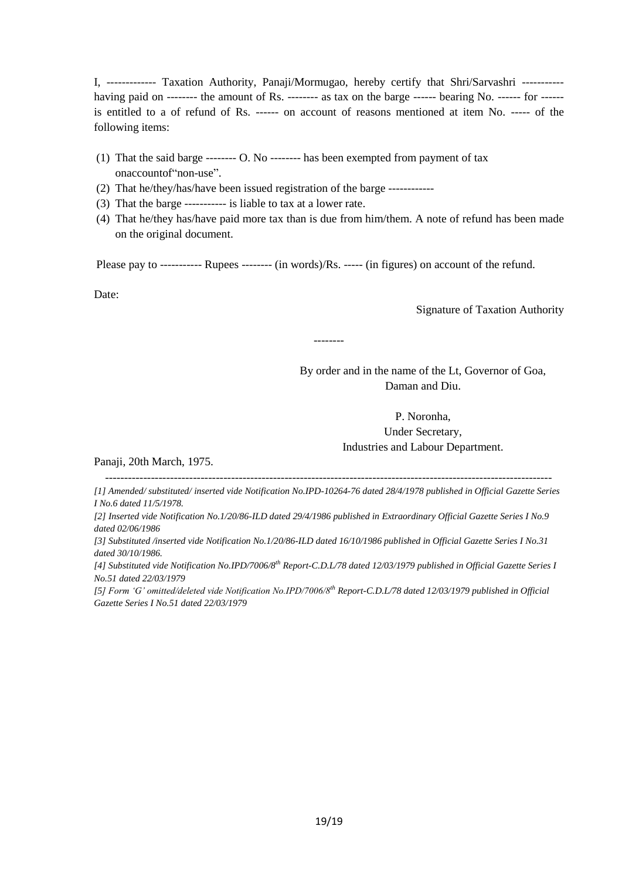I, ------------- Taxation Authority, Panaji/Mormugao, hereby certify that Shri/Sarvashri ----------- having paid on -------- the amount of Rs. -------- as tax on the barge ------ bearing No. ------ for ------ is entitled to a of refund of Rs. ------ on account of reasons mentioned at item No. ----- of the following items:

(1) That the said barge -------- O. No -------- has been exempted from payment of tax onaccountof“non-use”.
(2) That he/they/has/have been issued registration of the barge ------------
(3) That the barge ----------- is liable to tax at a lower rate.
(4) That he/they has/have paid more tax than is due from him/them. A note of refund has been made on the original document.

Please pay to ----------- Rupees -------- (in words)/Rs. ----- (in figures) on account of the refund.

Date:

Signature of Taxation Authority

--------

By order and in the name of the Lt, Governor of Goa, Daman and Diu.

P. Noronha,
Under Secretary,
Industries and Labour Department.

Panaji, 20th March, 1975.

---

*[1] Amended/ substituted/ inserted vide Notification No.IPD-10264-76 dated 28/4/1978 published in Official Gazette Series I No.6 dated 11/5/1978.*

*[2] Inserted vide Notification No.1/20/86-ILD dated 29/4/1986 published in Extraordinary Official Gazette Series I No.9 dated 02/06/1986*

*[3] Substituted /inserted vide Notification No.1/20/86-ILD dated 16/10/1986 published in Official Gazette Series I No.31 dated 30/10/1986.*

*[4] Substituted vide Notification No.IPD/7006/8th Report-C.D.L/78 dated 12/03/1979 published in Official Gazette Series I No.51 dated 22/03/1979*

*[5] Form ‘G’ omitted/deleted vide Notification No.IPD/7006/8th Report-C.D.L/78 dated 12/03/1979 published in Official Gazette Series I No.51 dated 22/03/1979*